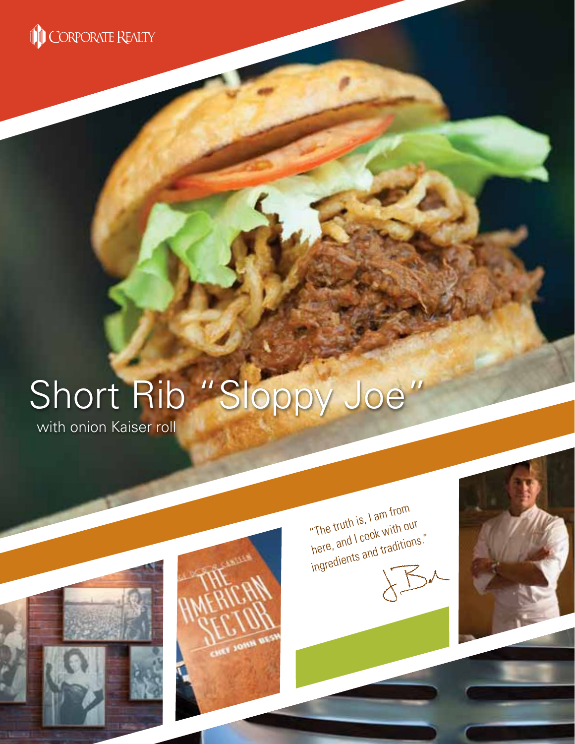Corporate Realty

# Short Rib "Sloppy Joe"

with onion Kaiser roll

"The truth is, I am from here, and I cook with our ingredients and traditions."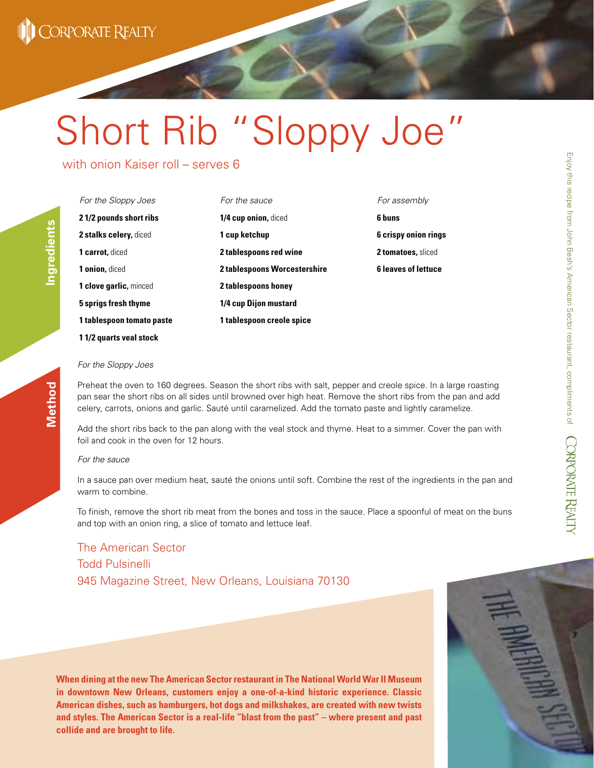# Short Rib "Sloppy Joe"

with onion Kaiser roll – serves 6

## Ingredients

*For the Sloppy Joes*

- **2 1/2 pounds short ribs**
- **2 stalks celery,** diced
- **1 carrot,** diced
- **1 onion,** diced
- **1 clove garlic,** minced
- **5 sprigs fresh thyme**
- **1 tablespoon tomato paste**
- **1 1/2 quarts veal stock**

*For the sauce*

- **1/4 cup onion,** diced
- **1 cup ketchup**
- **2 tablespoons red wine**
- **2 tablespoons Worcestershire**
- **2 tablespoons honey**
- **1/4 cup Dijon mustard**
- **1 tablespoon creole spice**

*For assembly*

- **6 buns**
- **6 crispy onion rings**
- **2 tomatoes,** sliced
- **6 leaves of lettuce**

## Method

*For the Sloppy Joes*

Preheat the oven to 160 degrees. Season the short ribs with salt, pepper and creole spice. In a large roasting pan sear the short ribs on all sides until browned over high heat. Remove the short ribs from the pan and add celery, carrots, onions and garlic. Sauté until caramelized. Add the tomato paste and lightly caramelize.

Add the short ribs back to the pan along with the veal stock and thyme. Heat to a simmer. Cover the pan with foil and cook in the oven for 12 hours.

*For the sauce*

In a sauce pan over medium heat, sauté the onions until soft. Combine the rest of the ingredients in the pan and warm to combine.

To finish, remove the short rib meat from the bones and toss in the sauce. Place a spoonful of meat on the buns and top with an onion ring, a slice of tomato and lettuce leaf.

The American Sector
Todd Pulsinelli
945 Magazine Street, New Orleans, Louisiana 70130

**When dining at the new The American Sector restaurant in The National World War II Museum in downtown New Orleans, customers enjoy a one-of-a-kind historic experience. Classic American dishes, such as hamburgers, hot dogs and milkshakes, are created with new twists and styles. The American Sector is a real-life "blast from the past" – where present and past collide and are brought to life.**

Enjoy this recipe from John Besh's American Sector restaurant, compliments of Corporate Realty